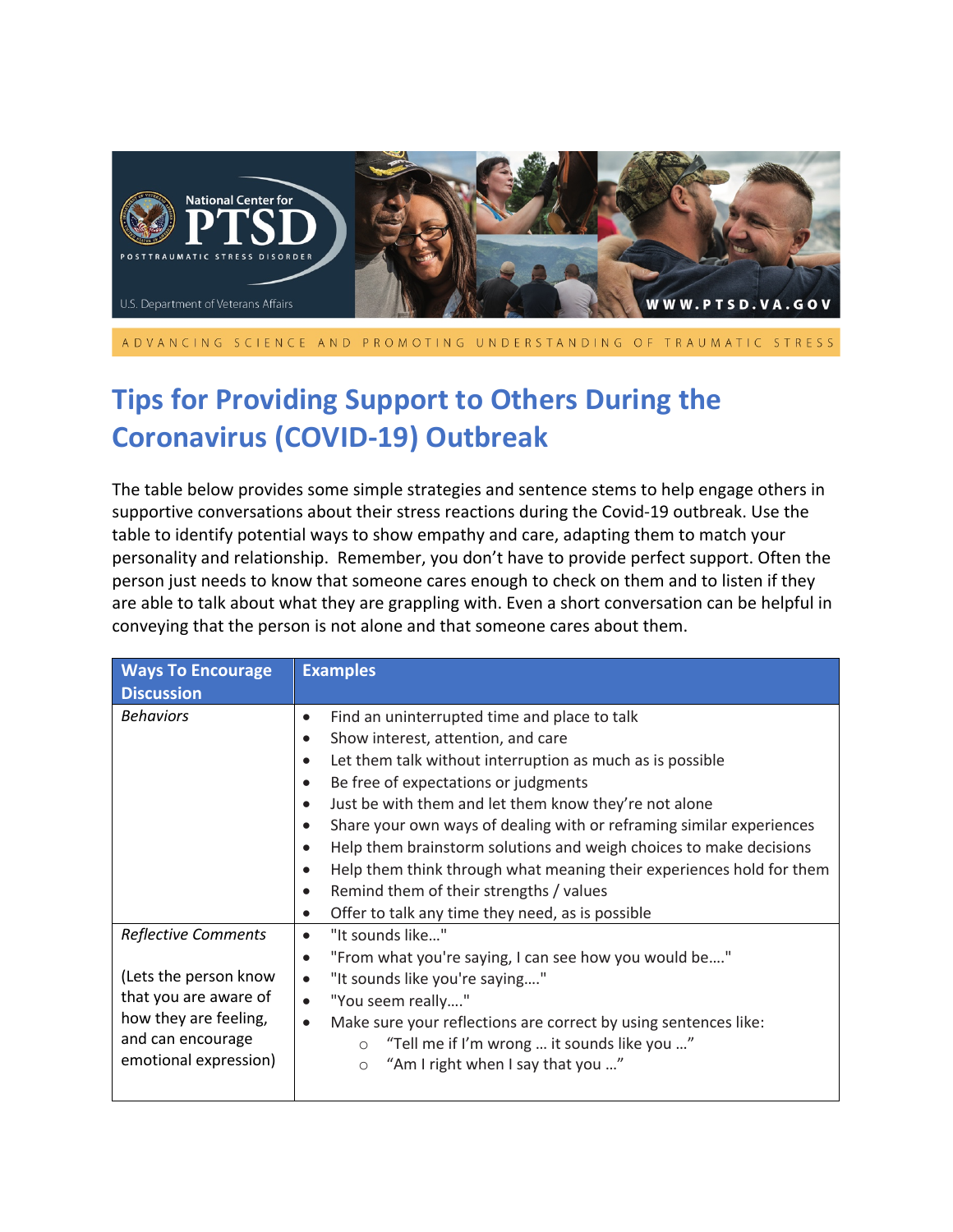National Center for PTSD

POSTTRAUMATIC STRESS DISORDER

U.S. Department of Veterans Affairs

WWW.PTSD.VA.GOV

ADVANCING SCIENCE AND PROMOTING UNDERSTANDING OF TRAUMATIC STRESS

# Tips for Providing Support to Others During the Coronavirus (COVID-19) Outbreak

The table below provides some simple strategies and sentence stems to help engage others in supportive conversations about their stress reactions during the Covid-19 outbreak. Use the table to identify potential ways to show empathy and care, adapting them to match your personality and relationship. Remember, you don't have to provide perfect support. Often the person just needs to know that someone cares enough to check on them and to listen if they are able to talk about what they are grappling with. Even a short conversation can be helpful in conveying that the person is not alone and that someone cares about them.

| Ways To Encourage Discussion | Examples |
| --- | --- |
| *Behaviors* | • Find an uninterrupted time and place to talk<br>• Show interest, attention, and care<br>• Let them talk without interruption as much as is possible<br>• Be free of expectations or judgments<br>• Just be with them and let them know they're not alone<br>• Share your own ways of dealing with or reframing similar experiences<br>• Help them brainstorm solutions and weigh choices to make decisions<br>• Help them think through what meaning their experiences hold for them<br>• Remind them of their strengths / values<br>• Offer to talk any time they need, as is possible |
| *Reflective Comments*<br><br>(Lets the person know that you are aware of how they are feeling, and can encourage emotional expression) | • "It sounds like…"<br>• "From what you're saying, I can see how you would be…."<br>• "It sounds like you're saying…."<br>• "You seem really…."<br>• Make sure your reflections are correct by using sentences like:<br>&nbsp;&nbsp;&nbsp;&nbsp;○ "Tell me if I'm wrong … it sounds like you …"<br>&nbsp;&nbsp;&nbsp;&nbsp;○ "Am I right when I say that you …" |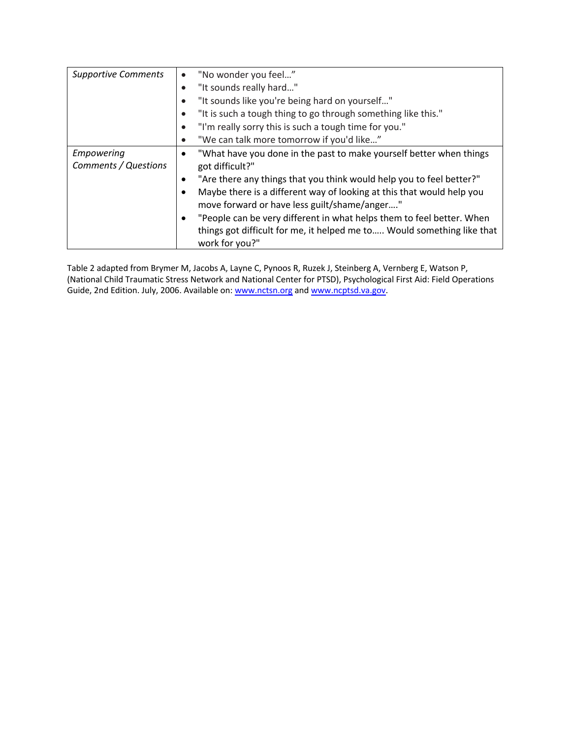| | |
|---|---|
| *Supportive Comments* | • "No wonder you feel…" <br> • "It sounds really hard…" <br> • "It sounds like you're being hard on yourself…" <br> • "It is such a tough thing to go through something like this." <br> • "I'm really sorry this is such a tough time for you." <br> • "We can talk more tomorrow if you'd like…" |
| *Empowering Comments / Questions* | • "What have you done in the past to make yourself better when things got difficult?" <br> • "Are there any things that you think would help you to feel better?" <br> • Maybe there is a different way of looking at this that would help you move forward or have less guilt/shame/anger…." <br> • "People can be very different in what helps them to feel better. When things got difficult for me, it helped me to….. Would something like that work for you?" |

Table 2 adapted from Brymer M, Jacobs A, Layne C, Pynoos R, Ruzek J, Steinberg A, Vernberg E, Watson P, (National Child Traumatic Stress Network and National Center for PTSD), Psychological First Aid: Field Operations Guide, 2nd Edition. July, 2006. Available on: www.nctsn.org and www.ncptsd.va.gov.